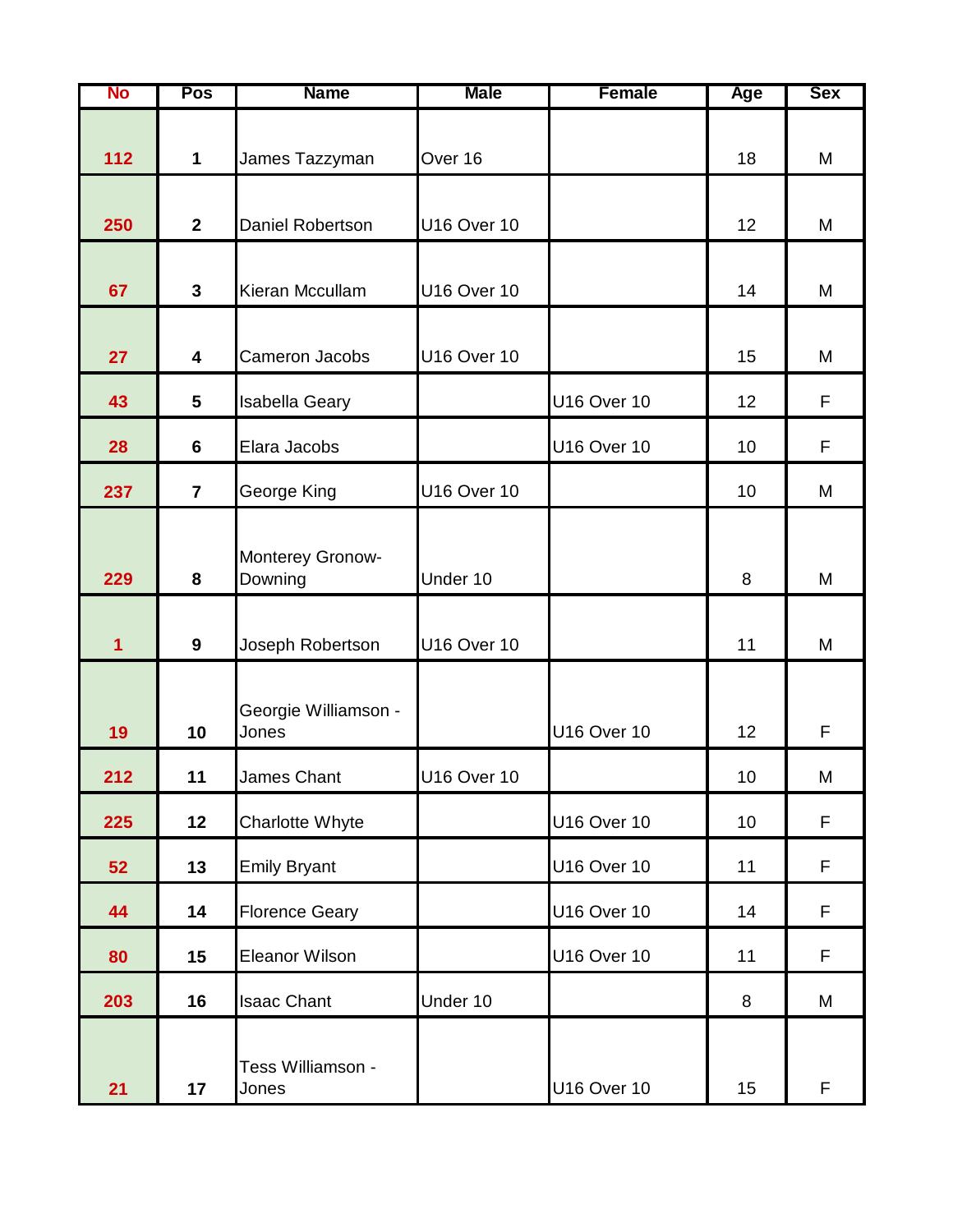| No | Pos | Name | Male | Female | Age | Sex |
|---|---|---|---|---|---|---|
| 112 | 1 | James Tazzyman | Over 16 | | 18 | M |
| 250 | 2 | Daniel Robertson | U16 Over 10 | | 12 | M |
| 67 | 3 | Kieran Mccullam | U16 Over 10 | | 14 | M |
| 27 | 4 | Cameron Jacobs | U16 Over 10 | | 15 | M |
| 43 | 5 | Isabella Geary | | U16 Over 10 | 12 | F |
| 28 | 6 | Elara Jacobs | | U16 Over 10 | 10 | F |
| 237 | 7 | George King | U16 Over 10 | | 10 | M |
| 229 | 8 | Monterey Gronow-Downing | Under 10 | | 8 | M |
| 1 | 9 | Joseph Robertson | U16 Over 10 | | 11 | M |
| 19 | 10 | Georgie Williamson - Jones | | U16 Over 10 | 12 | F |
| 212 | 11 | James Chant | U16 Over 10 | | 10 | M |
| 225 | 12 | Charlotte Whyte | | U16 Over 10 | 10 | F |
| 52 | 13 | Emily Bryant | | U16 Over 10 | 11 | F |
| 44 | 14 | Florence Geary | | U16 Over 10 | 14 | F |
| 80 | 15 | Eleanor Wilson | | U16 Over 10 | 11 | F |
| 203 | 16 | Isaac Chant | Under 10 | | 8 | M |
| 21 | 17 | Tess Williamson - Jones | | U16 Over 10 | 15 | F |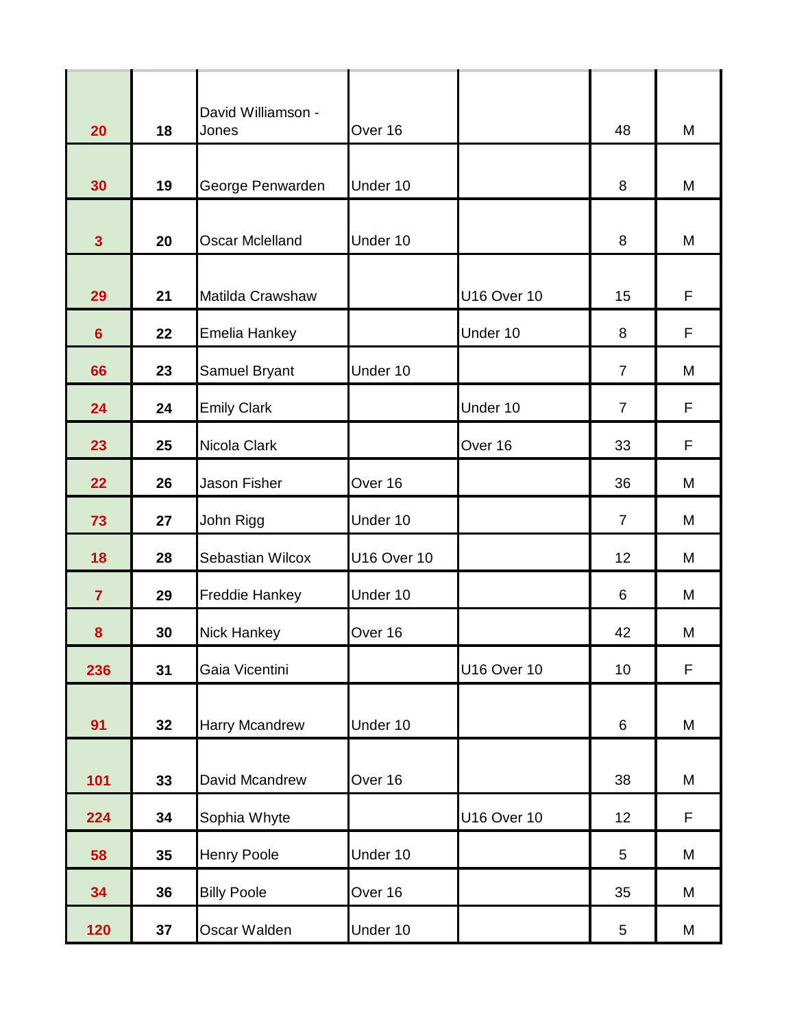| | | | | | | |
|---|---|---|---|---|---|---|
| 20 | 18 | David Williamson - Jones | Over 16 | | 48 | M |
| 30 | 19 | George Penwarden | Under 10 | | 8 | M |
| 3 | 20 | Oscar Mclelland | Under 10 | | 8 | M |
| 29 | 21 | Matilda Crawshaw | | U16 Over 10 | 15 | F |
| 6 | 22 | Emelia Hankey | | Under 10 | 8 | F |
| 66 | 23 | Samuel Bryant | Under 10 | | 7 | M |
| 24 | 24 | Emily Clark | | Under 10 | 7 | F |
| 23 | 25 | Nicola Clark | | Over 16 | 33 | F |
| 22 | 26 | Jason Fisher | Over 16 | | 36 | M |
| 73 | 27 | John Rigg | Under 10 | | 7 | M |
| 18 | 28 | Sebastian Wilcox | U16 Over 10 | | 12 | M |
| 7 | 29 | Freddie Hankey | Under 10 | | 6 | M |
| 8 | 30 | Nick Hankey | Over 16 | | 42 | M |
| 236 | 31 | Gaia Vicentini | | U16 Over 10 | 10 | F |
| 91 | 32 | Harry Mcandrew | Under 10 | | 6 | M |
| 101 | 33 | David Mcandrew | Over 16 | | 38 | M |
| 224 | 34 | Sophia Whyte | | U16 Over 10 | 12 | F |
| 58 | 35 | Henry Poole | Under 10 | | 5 | M |
| 34 | 36 | Billy Poole | Over 16 | | 35 | M |
| 120 | 37 | Oscar Walden | Under 10 | | 5 | M |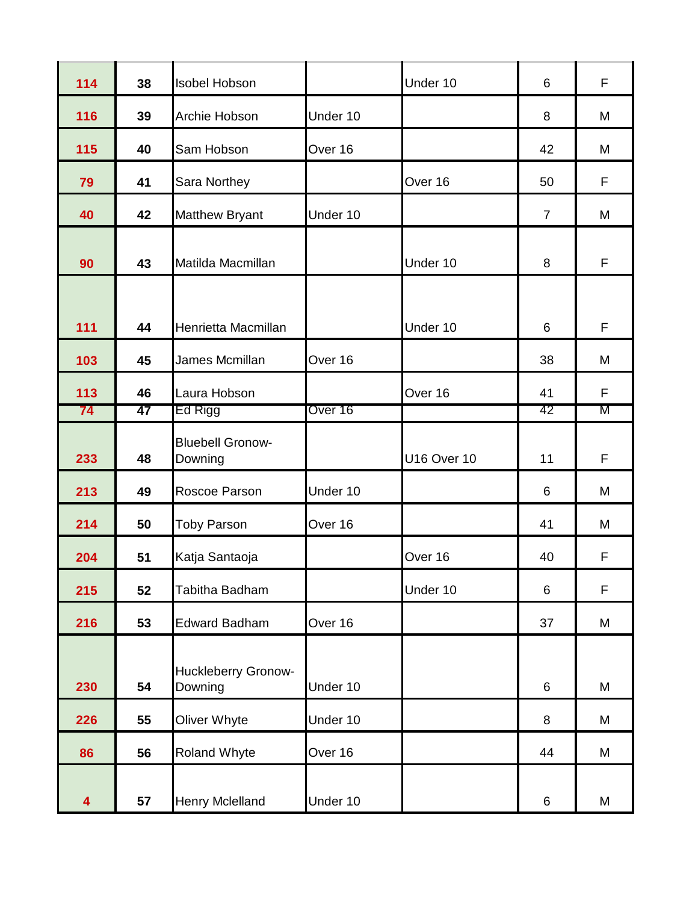| | | | | | | |
|---|---|---|---|---|---|---|
| 114 | 38 | Isobel Hobson | | Under 10 | 6 | F |
| 116 | 39 | Archie Hobson | Under 10 | | 8 | M |
| 115 | 40 | Sam Hobson | Over 16 | | 42 | M |
| 79 | 41 | Sara Northey | | Over 16 | 50 | F |
| 40 | 42 | Matthew Bryant | Under 10 | | 7 | M |
| 90 | 43 | Matilda Macmillan | | Under 10 | 8 | F |
| 111 | 44 | Henrietta Macmillan | | Under 10 | 6 | F |
| 103 | 45 | James Mcmillan | Over 16 | | 38 | M |
| 113 | 46 | Laura Hobson | | Over 16 | 41 | F |
| 74 | 47 | Ed Rigg | Over 16 | | 42 | M |
| 233 | 48 | Bluebell Gronow-Downing | | U16 Over 10 | 11 | F |
| 213 | 49 | Roscoe Parson | Under 10 | | 6 | M |
| 214 | 50 | Toby Parson | Over 16 | | 41 | M |
| 204 | 51 | Katja Santaoja | | Over 16 | 40 | F |
| 215 | 52 | Tabitha Badham | | Under 10 | 6 | F |
| 216 | 53 | Edward Badham | Over 16 | | 37 | M |
| 230 | 54 | Huckleberry Gronow-Downing | Under 10 | | 6 | M |
| 226 | 55 | Oliver Whyte | Under 10 | | 8 | M |
| 86 | 56 | Roland Whyte | Over 16 | | 44 | M |
| 4 | 57 | Henry Mclelland | Under 10 | | 6 | M |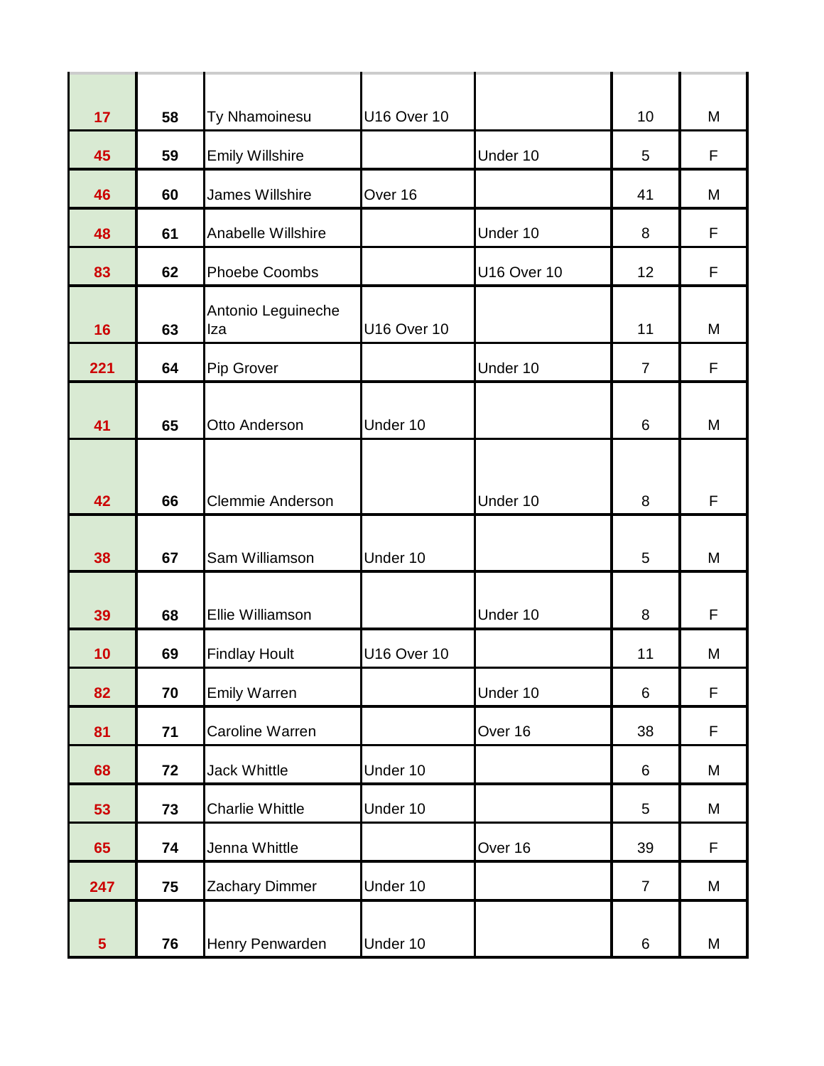| | | | | | | |
|---|---|---|---|---|---|---|
| 17 | 58 | Ty Nhamoinesu | U16 Over 10 | | 10 | M |
| 45 | 59 | Emily Willshire | | Under 10 | 5 | F |
| 46 | 60 | James Willshire | Over 16 | | 41 | M |
| 48 | 61 | Anabelle Willshire | | Under 10 | 8 | F |
| 83 | 62 | Phoebe Coombs | | U16 Over 10 | 12 | F |
| 16 | 63 | Antonio Leguineche Iza | U16 Over 10 | | 11 | M |
| 221 | 64 | Pip Grover | | Under 10 | 7 | F |
| 41 | 65 | Otto Anderson | Under 10 | | 6 | M |
| 42 | 66 | Clemmie Anderson | | Under 10 | 8 | F |
| 38 | 67 | Sam Williamson | Under 10 | | 5 | M |
| 39 | 68 | Ellie Williamson | | Under 10 | 8 | F |
| 10 | 69 | Findlay Hoult | U16 Over 10 | | 11 | M |
| 82 | 70 | Emily Warren | | Under 10 | 6 | F |
| 81 | 71 | Caroline Warren | | Over 16 | 38 | F |
| 68 | 72 | Jack Whittle | Under 10 | | 6 | M |
| 53 | 73 | Charlie Whittle | Under 10 | | 5 | M |
| 65 | 74 | Jenna Whittle | | Over 16 | 39 | F |
| 247 | 75 | Zachary Dimmer | Under 10 | | 7 | M |
| 5 | 76 | Henry Penwarden | Under 10 | | 6 | M |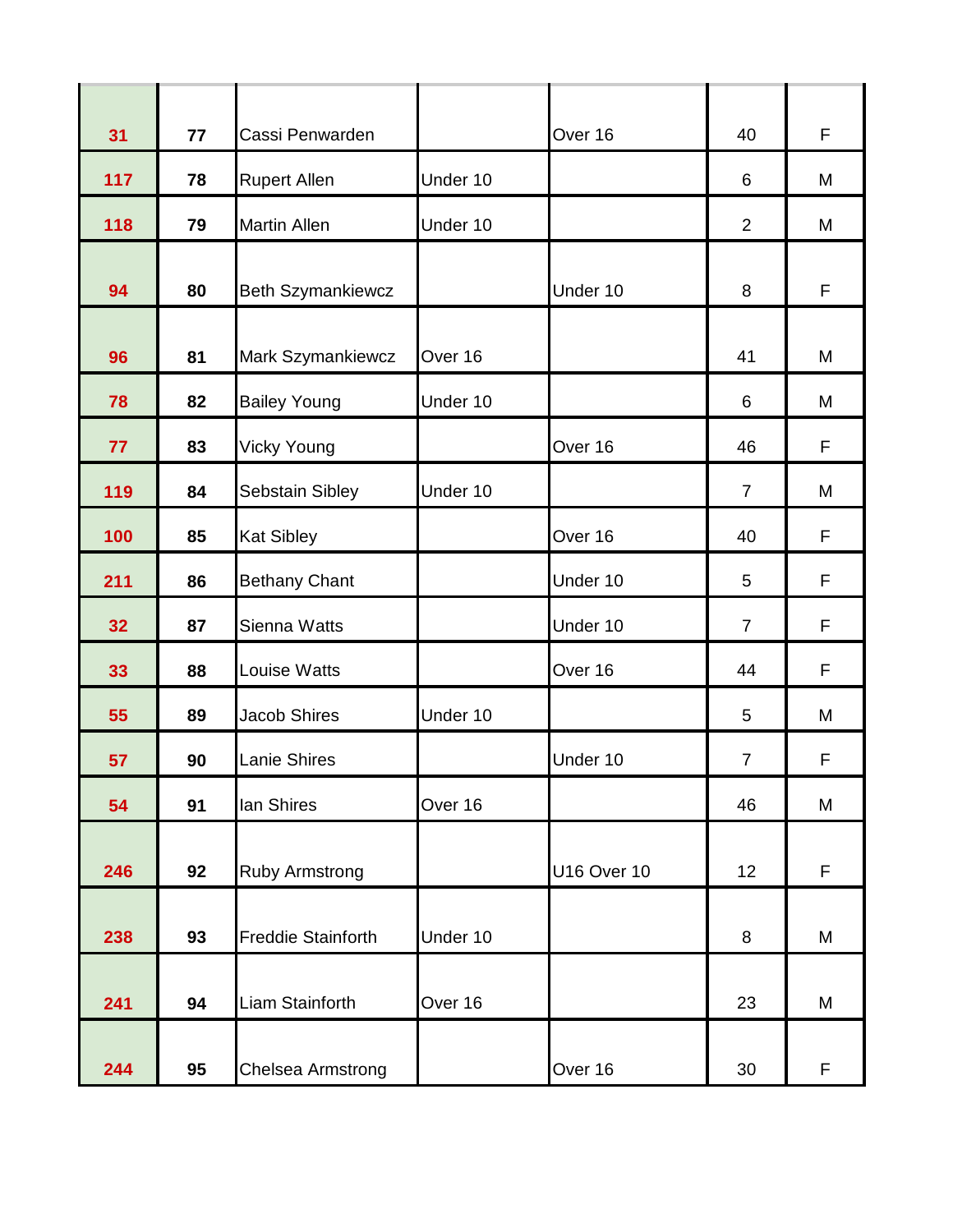| | | | | | | |
|---|---|---|---|---|---|---|
| 31 | 77 | Cassi Penwarden | | Over 16 | 40 | F |
| 117 | 78 | Rupert Allen | Under 10 | | 6 | M |
| 118 | 79 | Martin Allen | Under 10 | | 2 | M |
| 94 | 80 | Beth Szymankiewcz | | Under 10 | 8 | F |
| 96 | 81 | Mark Szymankiewcz | Over 16 | | 41 | M |
| 78 | 82 | Bailey Young | Under 10 | | 6 | M |
| 77 | 83 | Vicky Young | | Over 16 | 46 | F |
| 119 | 84 | Sebstain Sibley | Under 10 | | 7 | M |
| 100 | 85 | Kat Sibley | | Over 16 | 40 | F |
| 211 | 86 | Bethany Chant | | Under 10 | 5 | F |
| 32 | 87 | Sienna Watts | | Under 10 | 7 | F |
| 33 | 88 | Louise Watts | | Over 16 | 44 | F |
| 55 | 89 | Jacob Shires | Under 10 | | 5 | M |
| 57 | 90 | Lanie Shires | | Under 10 | 7 | F |
| 54 | 91 | Ian Shires | Over 16 | | 46 | M |
| 246 | 92 | Ruby Armstrong | | U16 Over 10 | 12 | F |
| 238 | 93 | Freddie Stainforth | Under 10 | | 8 | M |
| 241 | 94 | Liam Stainforth | Over 16 | | 23 | M |
| 244 | 95 | Chelsea Armstrong | | Over 16 | 30 | F |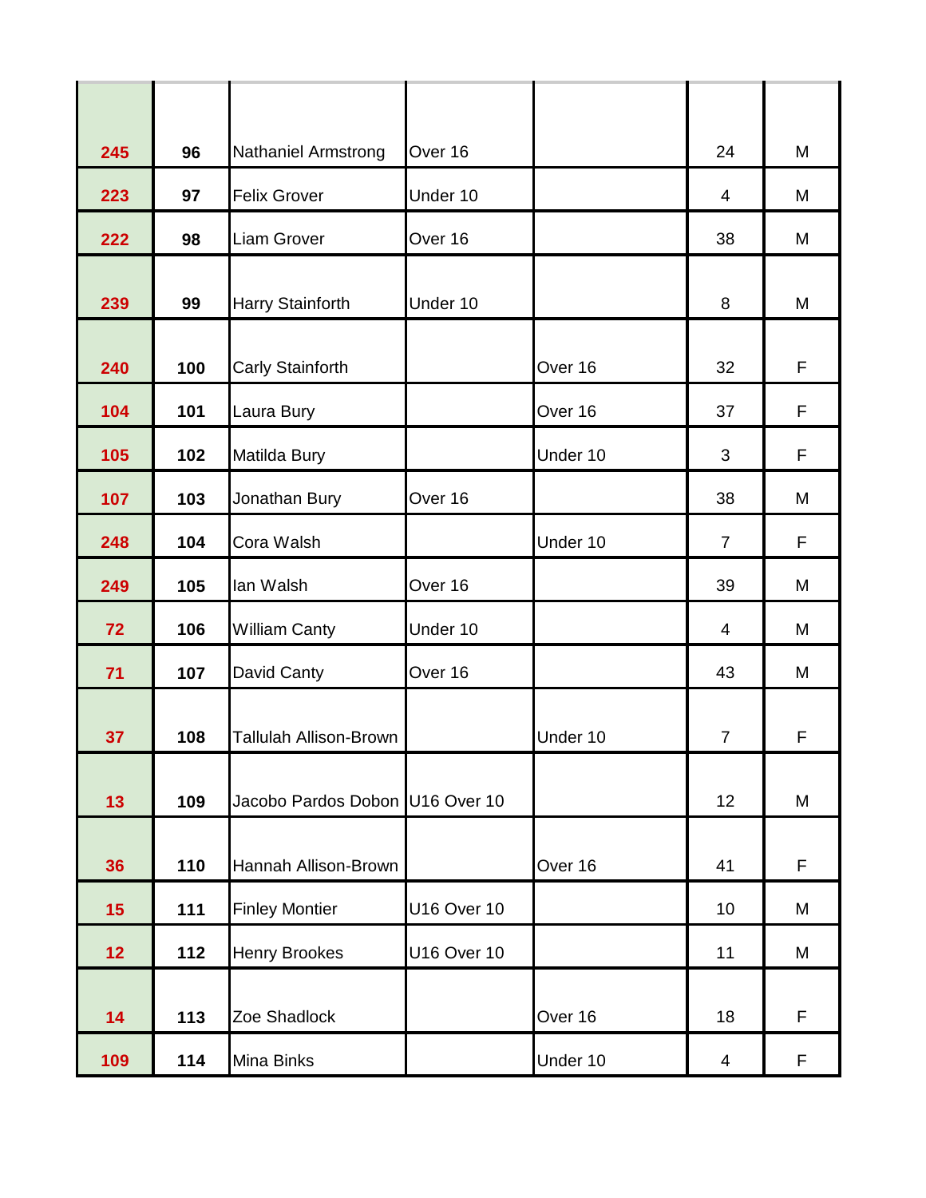| | | | | | | |
|---|---|---|---|---|---|---|
| **245** | **96** | Nathaniel Armstrong | Over 16 | | 24 | M |
| **223** | **97** | Felix Grover | Under 10 | | 4 | M |
| **222** | **98** | Liam Grover | Over 16 | | 38 | M |
| **239** | **99** | Harry Stainforth | Under 10 | | 8 | M |
| **240** | **100** | Carly Stainforth | | Over 16 | 32 | F |
| **104** | **101** | Laura Bury | | Over 16 | 37 | F |
| **105** | **102** | Matilda Bury | | Under 10 | 3 | F |
| **107** | **103** | Jonathan Bury | Over 16 | | 38 | M |
| **248** | **104** | Cora Walsh | | Under 10 | 7 | F |
| **249** | **105** | Ian Walsh | Over 16 | | 39 | M |
| **72** | **106** | William Canty | Under 10 | | 4 | M |
| **71** | **107** | David Canty | Over 16 | | 43 | M |
| **37** | **108** | Tallulah Allison-Brown | | Under 10 | 7 | F |
| **13** | **109** | Jacobo Pardos Dobon | U16 Over 10 | | 12 | M |
| **36** | **110** | Hannah Allison-Brown | | Over 16 | 41 | F |
| **15** | **111** | Finley Montier | U16 Over 10 | | 10 | M |
| **12** | **112** | Henry Brookes | U16 Over 10 | | 11 | M |
| **14** | **113** | Zoe Shadlock | | Over 16 | 18 | F |
| **109** | **114** | Mina Binks | | Under 10 | 4 | F |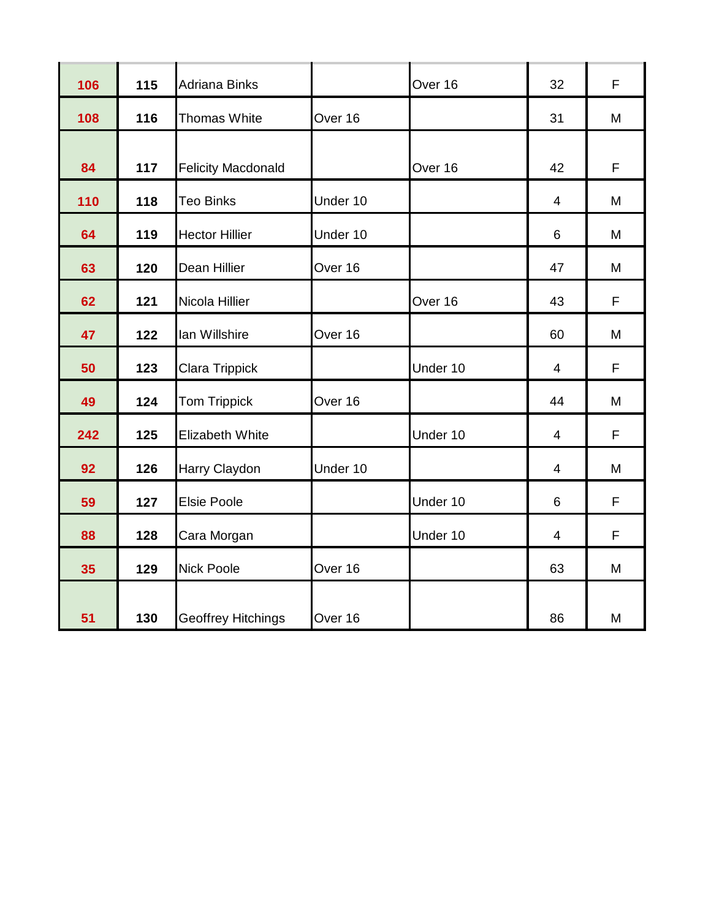| | | | | | | |
|---|---|---|---|---|---|---|
| 106 | 115 | Adriana Binks | | Over 16 | 32 | F |
| 108 | 116 | Thomas White | Over 16 | | 31 | M |
| 84 | 117 | Felicity Macdonald | | Over 16 | 42 | F |
| 110 | 118 | Teo Binks | Under 10 | | 4 | M |
| 64 | 119 | Hector Hillier | Under 10 | | 6 | M |
| 63 | 120 | Dean Hillier | Over 16 | | 47 | M |
| 62 | 121 | Nicola Hillier | | Over 16 | 43 | F |
| 47 | 122 | Ian Willshire | Over 16 | | 60 | M |
| 50 | 123 | Clara Trippick | | Under 10 | 4 | F |
| 49 | 124 | Tom Trippick | Over 16 | | 44 | M |
| 242 | 125 | Elizabeth White | | Under 10 | 4 | F |
| 92 | 126 | Harry Claydon | Under 10 | | 4 | M |
| 59 | 127 | Elsie Poole | | Under 10 | 6 | F |
| 88 | 128 | Cara Morgan | | Under 10 | 4 | F |
| 35 | 129 | Nick Poole | Over 16 | | 63 | M |
| 51 | 130 | Geoffrey Hitchings | Over 16 | | 86 | M |